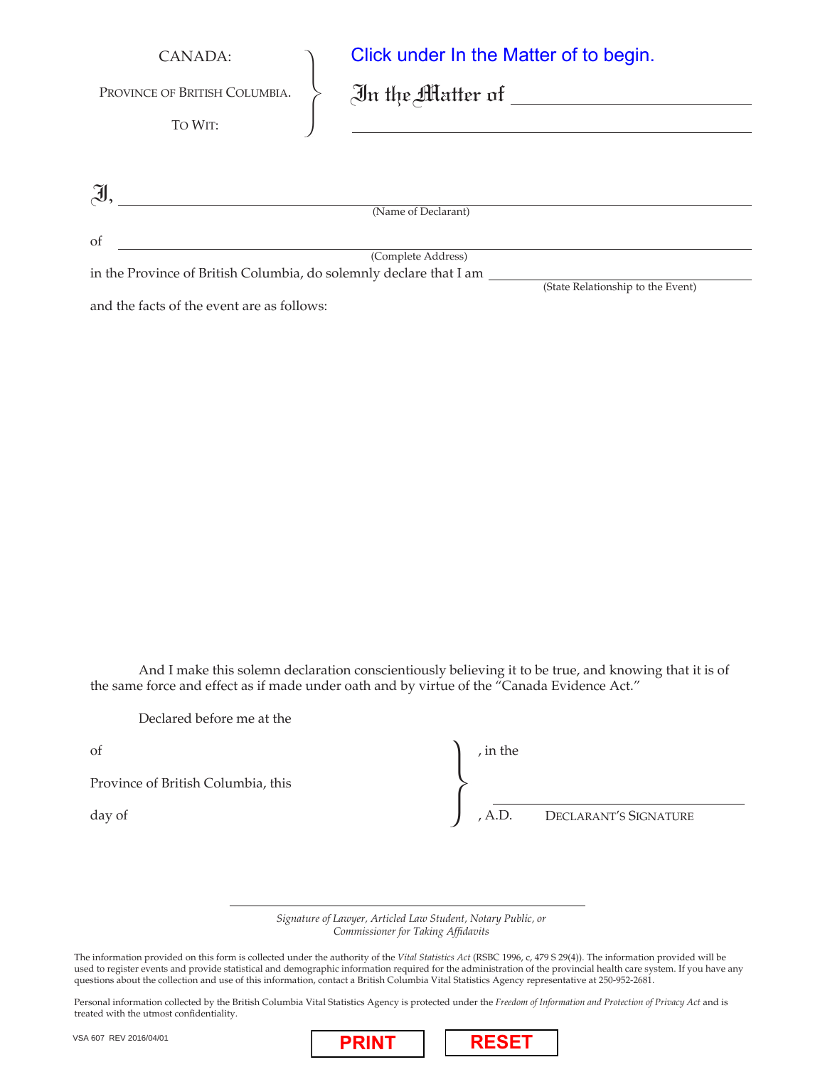CANADA:

PROVINCE OF BRITISH COLUMBIA.

TO WIT:

Click under In the Matter of to begin.

In the Matter of ______________________________

______________________________

I, ______________________________
(Name of Declarant)

of ______________________________
(Complete Address)

in the Province of British Columbia, do solemnly declare that I am ______________________________
(State Relationship to the Event)

and the facts of the event are as follows:

And I make this solemn declaration conscientiously believing it to be true, and knowing that it is of the same force and effect as if made under oath and by virtue of the "Canada Evidence Act."

Declared before me at the

of , in the

Province of British Columbia, this

day of , A.D.

______________________________
DECLARANT'S SIGNATURE

______________________________
*Signature of Lawyer, Articled Law Student, Notary Public, or Commissioner for Taking Affidavits*

The information provided on this form is collected under the authority of the *Vital Statistics Act* (RSBC 1996, c, 479 S 29(4)). The information provided will be used to register events and provide statistical and demographic information required for the administration of the provincial health care system. If you have any questions about the collection and use of this information, contact a British Columbia Vital Statistics Agency representative at 250-952-2681.

Personal information collected by the British Columbia Vital Statistics Agency is protected under the *Freedom of Information and Protection of Privacy Act* and is treated with the utmost confidentiality.

VSA 607 REV 2016/04/01

PRINT RESET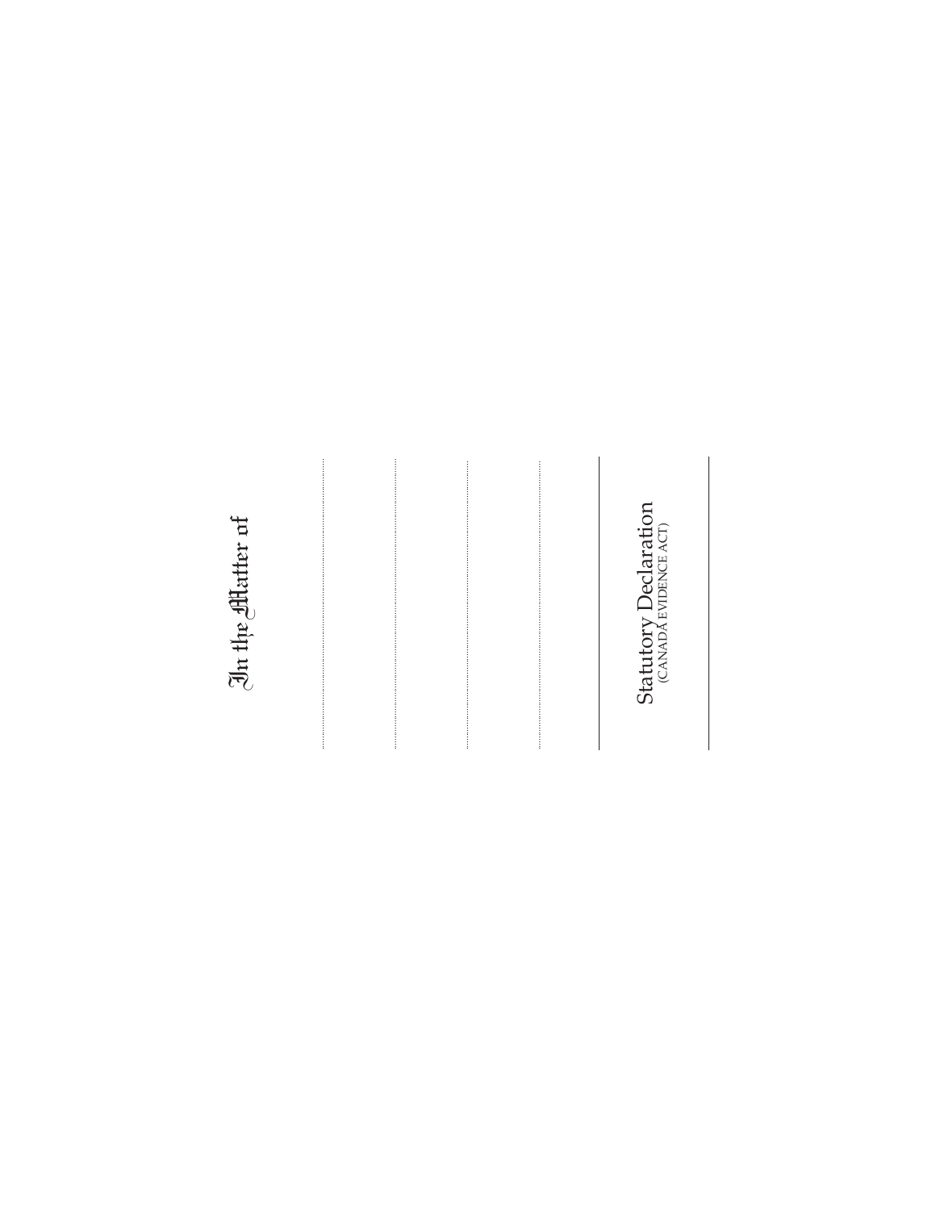# In the Matter of

..............................................................................................

..............................................................................................

..............................................................................................

..............................................................................................

---

## Statutory Declaration

(CANADA EVIDENCE ACT)

---